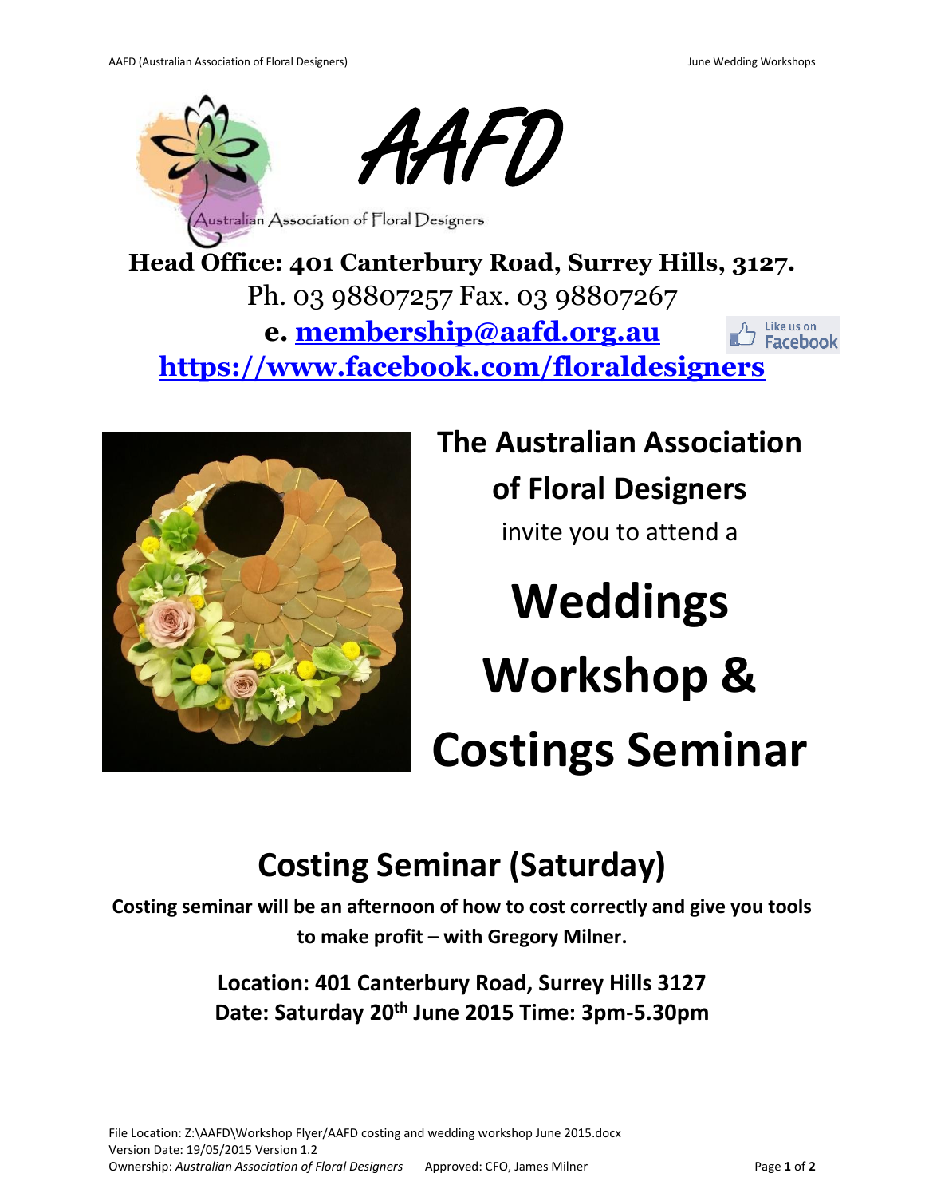# AAFD

Australian Association of Floral Designers

**Head Office: 401 Canterbury Road, Surrey Hills, 3127.**

Ph. 03 98807257 Fax. 03 98807267

**e. membership@aafd.org.au**

Like us on Facebook

**https://www.facebook.com/floraldesigners**

**The Australian Association of Floral Designers**

invite you to attend a

# Weddings Workshop & Costings Seminar

## Costing Seminar (Saturday)

**Costing seminar will be an afternoon of how to cost correctly and give you tools to make profit – with Gregory Milner.**

**Location: 401 Canterbury Road, Surrey Hills 3127**

**Date: Saturday 20th June 2015 Time: 3pm-5.30pm**

File Location: Z:\AAFD\Workshop Flyer/AAFD costing and wedding workshop June 2015.docx
Version Date: 19/05/2015 Version 1.2
Ownership: *Australian Association of Floral Designers* Approved: CFO, James Milner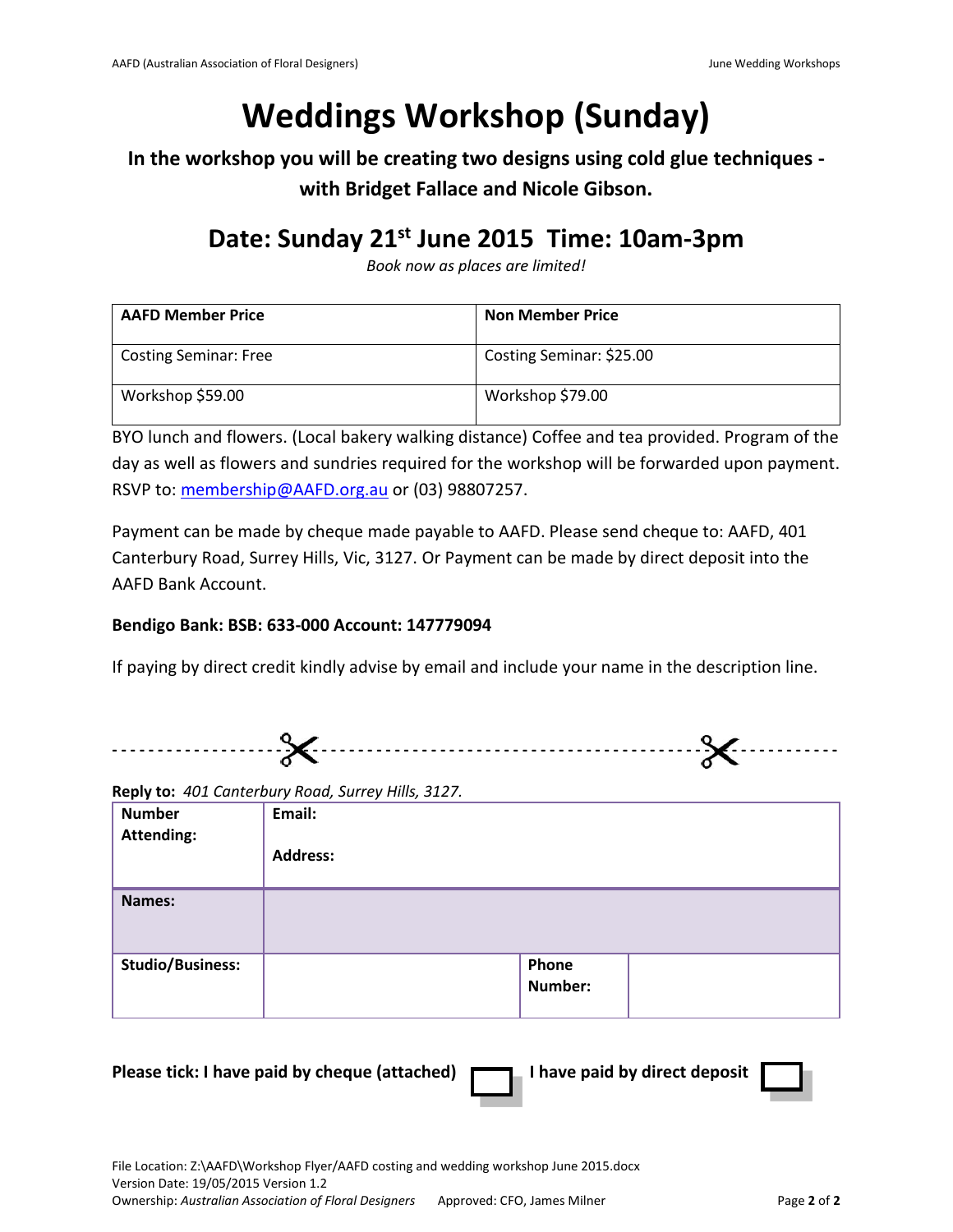# Weddings Workshop (Sunday)

**In the workshop you will be creating two designs using cold glue techniques - with Bridget Fallace and Nicole Gibson.**

## Date: Sunday 21st June 2015 Time: 10am-3pm

*Book now as places are limited!*

| AAFD Member Price | Non Member Price |
|---|---|
| Costing Seminar: Free | Costing Seminar: $25.00 |
| Workshop $59.00 | Workshop $79.00 |

BYO lunch and flowers. (Local bakery walking distance) Coffee and tea provided. Program of the day as well as flowers and sundries required for the workshop will be forwarded upon payment. RSVP to: membership@AAFD.org.au or (03) 98807257.

Payment can be made by cheque made payable to AAFD. Please send cheque to: AAFD, 401 Canterbury Road, Surrey Hills, Vic, 3127. Or Payment can be made by direct deposit into the AAFD Bank Account.

**Bendigo Bank: BSB: 633-000 Account: 147779094**

If paying by direct credit kindly advise by email and include your name in the description line.

---

**Reply to:** *401 Canterbury Road, Surrey Hills, 3127.*

| | | | |
|---|---|---|---|
| **Number Attending:** | **Email:**<br>**Address:** | | |
| **Names:** | | | |
| **Studio/Business:** | | **Phone Number:** | |

**Please tick: I have paid by cheque (attached)** ☐ **I have paid by direct deposit** ☐

File Location: Z:\AAFD\Workshop Flyer/AAFD costing and wedding workshop June 2015.docx
Version Date: 19/05/2015 Version 1.2
Ownership: *Australian Association of Floral Designers* Approved: CFO, James Milner